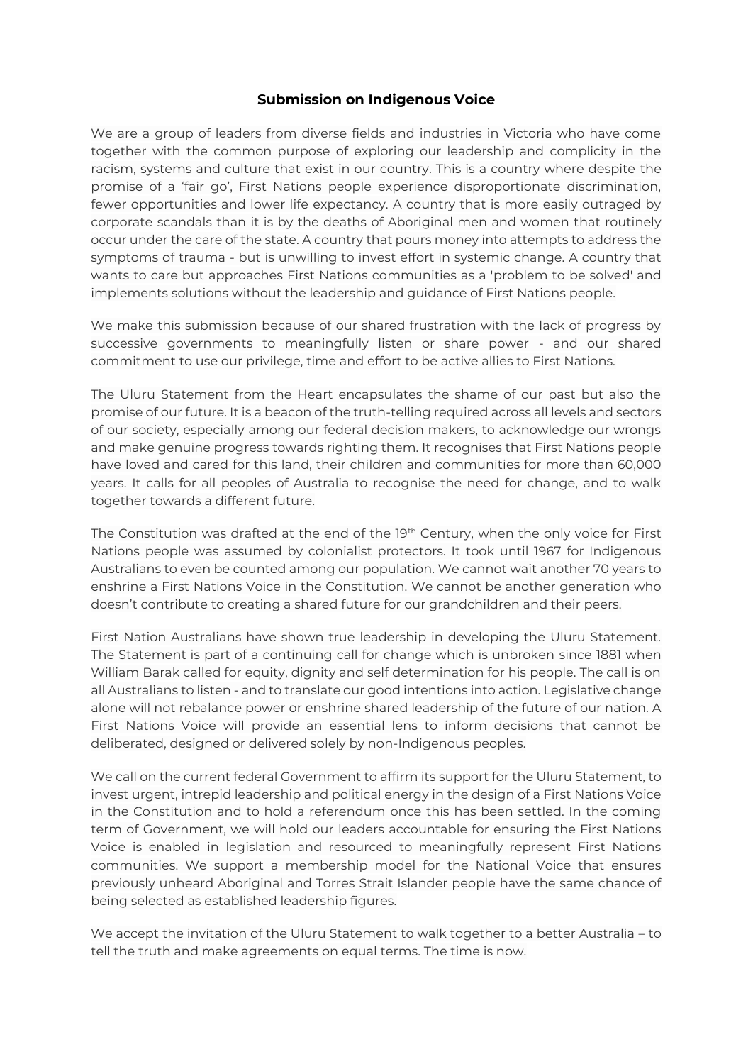# Submission on Indigenous Voice

We are a group of leaders from diverse fields and industries in Victoria who have come together with the common purpose of exploring our leadership and complicity in the racism, systems and culture that exist in our country. This is a country where despite the promise of a 'fair go', First Nations people experience disproportionate discrimination, fewer opportunities and lower life expectancy. A country that is more easily outraged by corporate scandals than it is by the deaths of Aboriginal men and women that routinely occur under the care of the state. A country that pours money into attempts to address the symptoms of trauma - but is unwilling to invest effort in systemic change. A country that wants to care but approaches First Nations communities as a 'problem to be solved' and implements solutions without the leadership and guidance of First Nations people.

We make this submission because of our shared frustration with the lack of progress by successive governments to meaningfully listen or share power - and our shared commitment to use our privilege, time and effort to be active allies to First Nations.

The Uluru Statement from the Heart encapsulates the shame of our past but also the promise of our future. It is a beacon of the truth-telling required across all levels and sectors of our society, especially among our federal decision makers, to acknowledge our wrongs and make genuine progress towards righting them. It recognises that First Nations people have loved and cared for this land, their children and communities for more than 60,000 years. It calls for all peoples of Australia to recognise the need for change, and to walk together towards a different future.

The Constitution was drafted at the end of the 19th Century, when the only voice for First Nations people was assumed by colonialist protectors. It took until 1967 for Indigenous Australians to even be counted among our population. We cannot wait another 70 years to enshrine a First Nations Voice in the Constitution. We cannot be another generation who doesn't contribute to creating a shared future for our grandchildren and their peers.

First Nation Australians have shown true leadership in developing the Uluru Statement. The Statement is part of a continuing call for change which is unbroken since 1881 when William Barak called for equity, dignity and self determination for his people. The call is on all Australians to listen - and to translate our good intentions into action. Legislative change alone will not rebalance power or enshrine shared leadership of the future of our nation. A First Nations Voice will provide an essential lens to inform decisions that cannot be deliberated, designed or delivered solely by non-Indigenous peoples.

We call on the current federal Government to affirm its support for the Uluru Statement, to invest urgent, intrepid leadership and political energy in the design of a First Nations Voice in the Constitution and to hold a referendum once this has been settled. In the coming term of Government, we will hold our leaders accountable for ensuring the First Nations Voice is enabled in legislation and resourced to meaningfully represent First Nations communities. We support a membership model for the National Voice that ensures previously unheard Aboriginal and Torres Strait Islander people have the same chance of being selected as established leadership figures.

We accept the invitation of the Uluru Statement to walk together to a better Australia – to tell the truth and make agreements on equal terms. The time is now.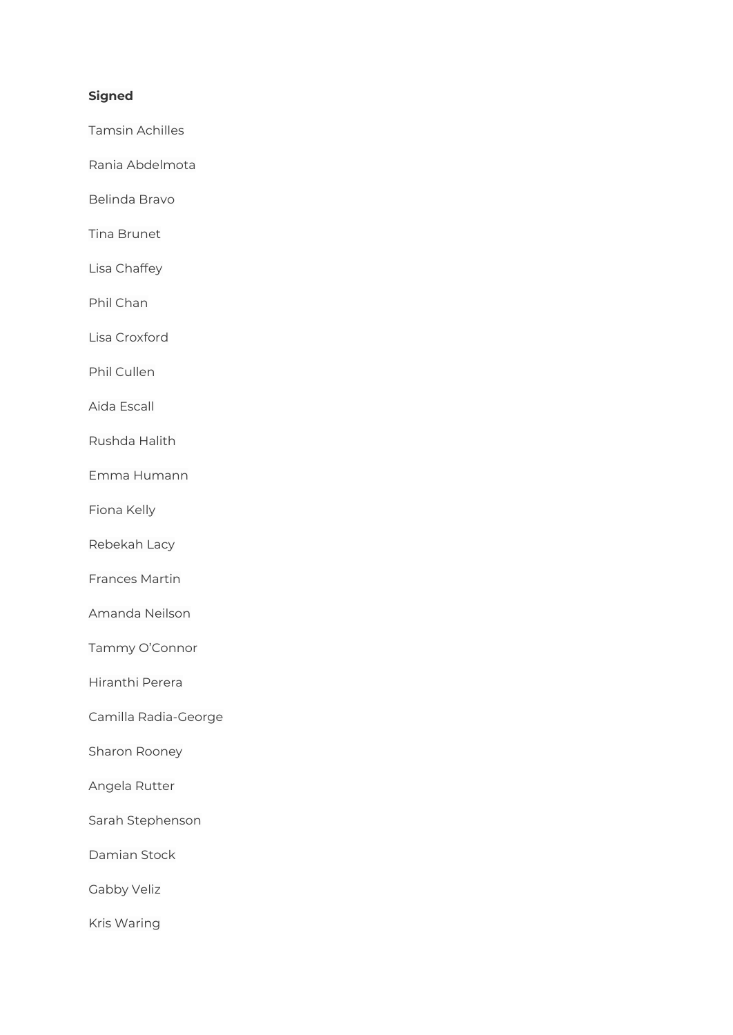**Signed**

Tamsin Achilles

Rania Abdelmota

Belinda Bravo

Tina Brunet

Lisa Chaffey

Phil Chan

Lisa Croxford

Phil Cullen

Aida Escall

Rushda Halith

Emma Humann

Fiona Kelly

Rebekah Lacy

Frances Martin

Amanda Neilson

Tammy O'Connor

Hiranthi Perera

Camilla Radia-George

Sharon Rooney

Angela Rutter

Sarah Stephenson

Damian Stock

Gabby Veliz

Kris Waring